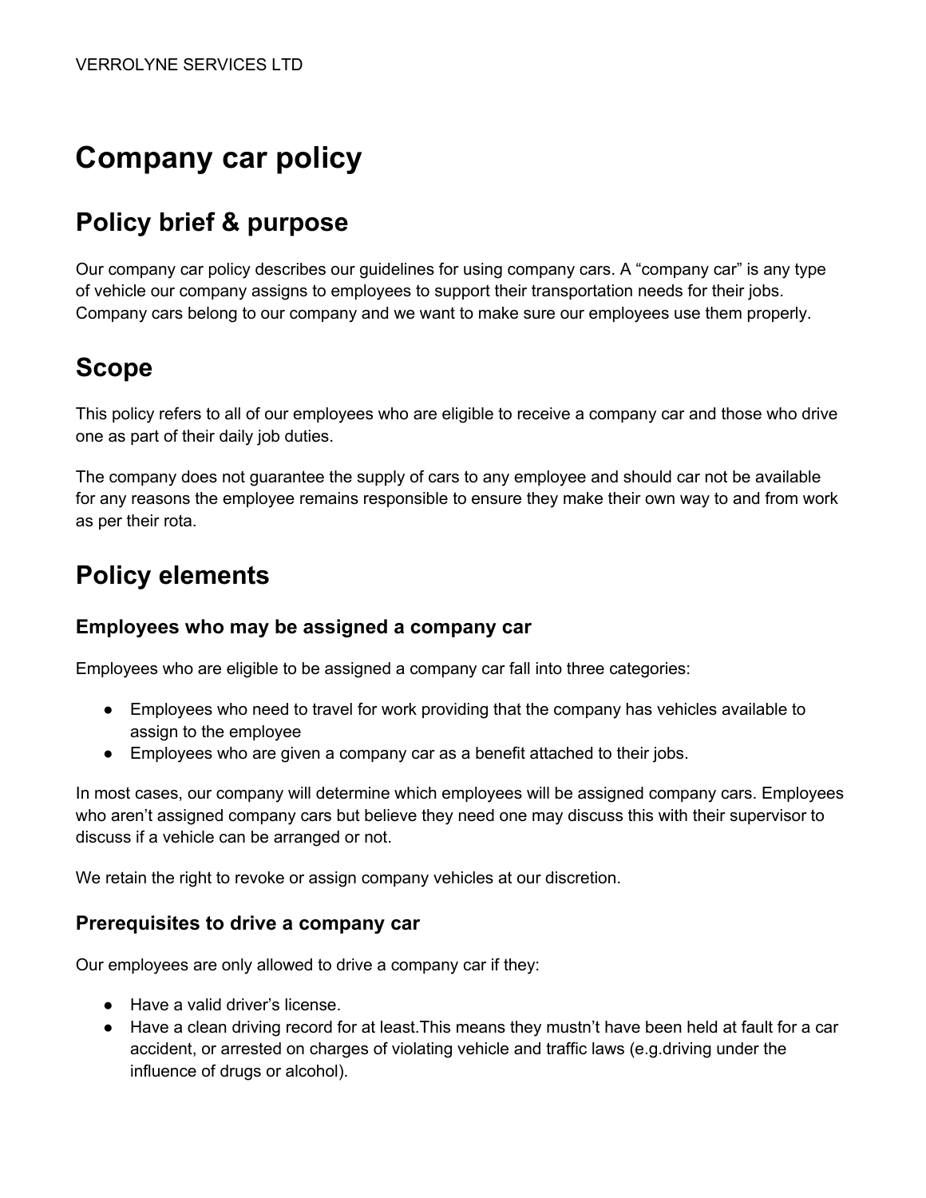VERROLYNE SERVICES LTD

# Company car policy

## Policy brief & purpose

Our company car policy describes our guidelines for using company cars. A "company car" is any type of vehicle our company assigns to employees to support their transportation needs for their jobs. Company cars belong to our company and we want to make sure our employees use them properly.

## Scope

This policy refers to all of our employees who are eligible to receive a company car and those who drive one as part of their daily job duties.

The company does not guarantee the supply of cars to any employee and should car not be available for any reasons the employee remains responsible to ensure they make their own way to and from work as per their rota.

## Policy elements

### Employees who may be assigned a company car

Employees who are eligible to be assigned a company car fall into three categories:

- Employees who need to travel for work providing that the company has vehicles available to assign to the employee
- Employees who are given a company car as a benefit attached to their jobs.

In most cases, our company will determine which employees will be assigned company cars. Employees who aren't assigned company cars but believe they need one may discuss this with their supervisor to discuss if a vehicle can be arranged or not.

We retain the right to revoke or assign company vehicles at our discretion.

### Prerequisites to drive a company car

Our employees are only allowed to drive a company car if they:

- Have a valid driver's license.
- Have a clean driving record for at least.This means they mustn't have been held at fault for a car accident, or arrested on charges of violating vehicle and traffic laws (e.g.driving under the influence of drugs or alcohol).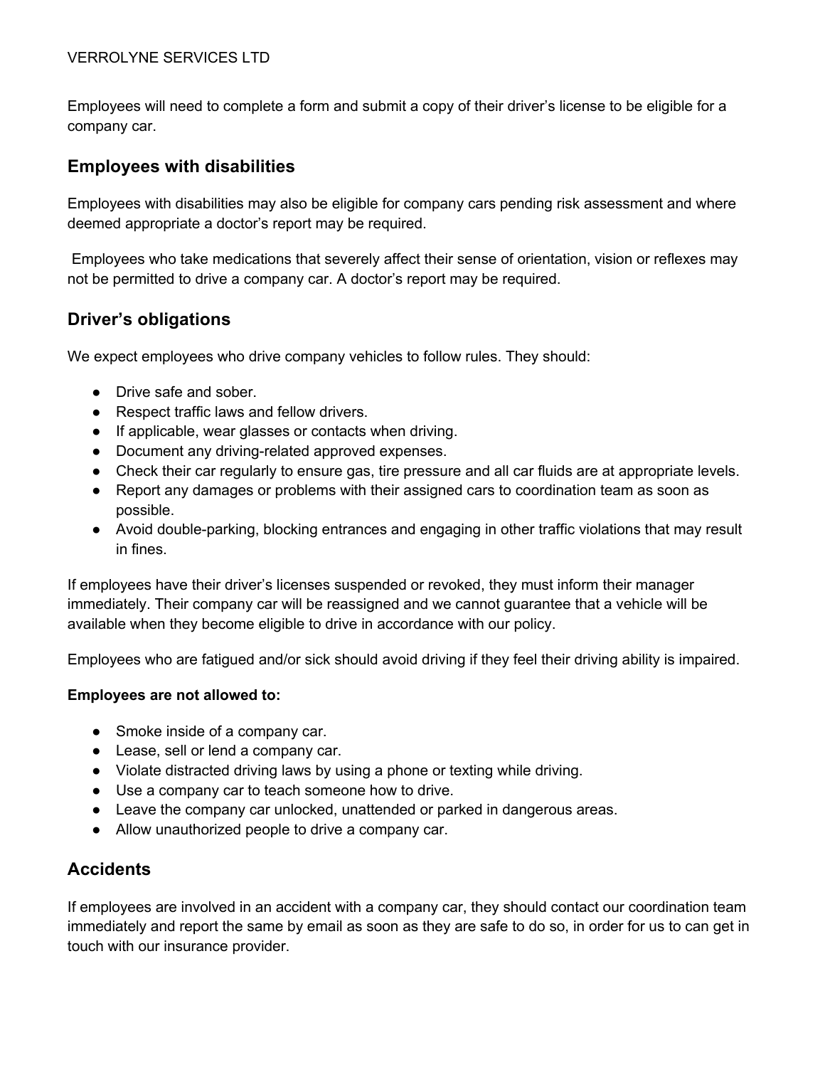Employees will need to complete a form and submit a copy of their driver's license to be eligible for a company car.

## Employees with disabilities

Employees with disabilities may also be eligible for company cars pending risk assessment and where deemed appropriate a doctor's report may be required.

Employees who take medications that severely affect their sense of orientation, vision or reflexes may not be permitted to drive a company car. A doctor's report may be required.

## Driver's obligations

We expect employees who drive company vehicles to follow rules. They should:

- Drive safe and sober.
- Respect traffic laws and fellow drivers.
- If applicable, wear glasses or contacts when driving.
- Document any driving-related approved expenses.
- Check their car regularly to ensure gas, tire pressure and all car fluids are at appropriate levels.
- Report any damages or problems with their assigned cars to coordination team as soon as possible.
- Avoid double-parking, blocking entrances and engaging in other traffic violations that may result in fines.

If employees have their driver's licenses suspended or revoked, they must inform their manager immediately. Their company car will be reassigned and we cannot guarantee that a vehicle will be available when they become eligible to drive in accordance with our policy.

Employees who are fatigued and/or sick should avoid driving if they feel their driving ability is impaired.

**Employees are not allowed to:**

- Smoke inside of a company car.
- Lease, sell or lend a company car.
- Violate distracted driving laws by using a phone or texting while driving.
- Use a company car to teach someone how to drive.
- Leave the company car unlocked, unattended or parked in dangerous areas.
- Allow unauthorized people to drive a company car.

## Accidents

If employees are involved in an accident with a company car, they should contact our coordination team immediately and report the same by email as soon as they are safe to do so, in order for us to can get in touch with our insurance provider.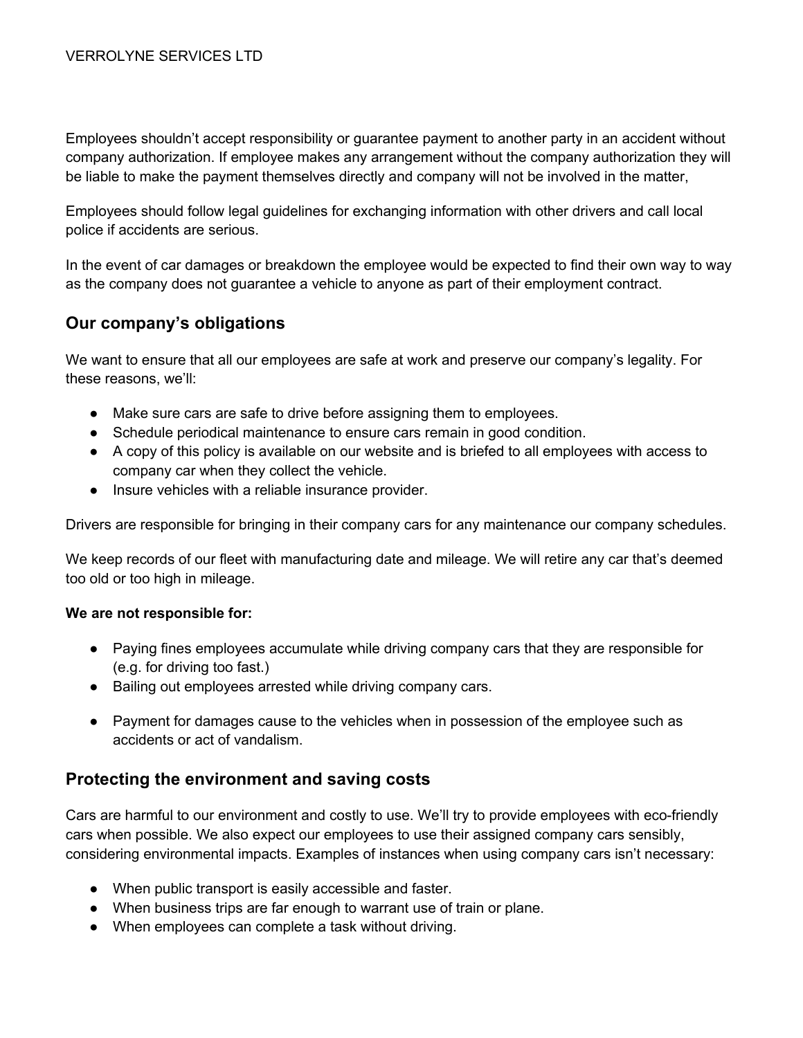Employees shouldn't accept responsibility or guarantee payment to another party in an accident without company authorization. If employee makes any arrangement without the company authorization they will be liable to make the payment themselves directly and company will not be involved in the matter,

Employees should follow legal guidelines for exchanging information with other drivers and call local police if accidents are serious.

In the event of car damages or breakdown the employee would be expected to find their own way to way as the company does not guarantee a vehicle to anyone as part of their employment contract.

## Our company's obligations

We want to ensure that all our employees are safe at work and preserve our company's legality. For these reasons, we'll:

- Make sure cars are safe to drive before assigning them to employees.
- Schedule periodical maintenance to ensure cars remain in good condition.
- A copy of this policy is available on our website and is briefed to all employees with access to company car when they collect the vehicle.
- Insure vehicles with a reliable insurance provider.

Drivers are responsible for bringing in their company cars for any maintenance our company schedules.

We keep records of our fleet with manufacturing date and mileage. We will retire any car that's deemed too old or too high in mileage.

**We are not responsible for:**

- Paying fines employees accumulate while driving company cars that they are responsible for (e.g. for driving too fast.)
- Bailing out employees arrested while driving company cars.
- Payment for damages cause to the vehicles when in possession of the employee such as accidents or act of vandalism.

## Protecting the environment and saving costs

Cars are harmful to our environment and costly to use. We'll try to provide employees with eco-friendly cars when possible. We also expect our employees to use their assigned company cars sensibly, considering environmental impacts. Examples of instances when using company cars isn't necessary:

- When public transport is easily accessible and faster.
- When business trips are far enough to warrant use of train or plane.
- When employees can complete a task without driving.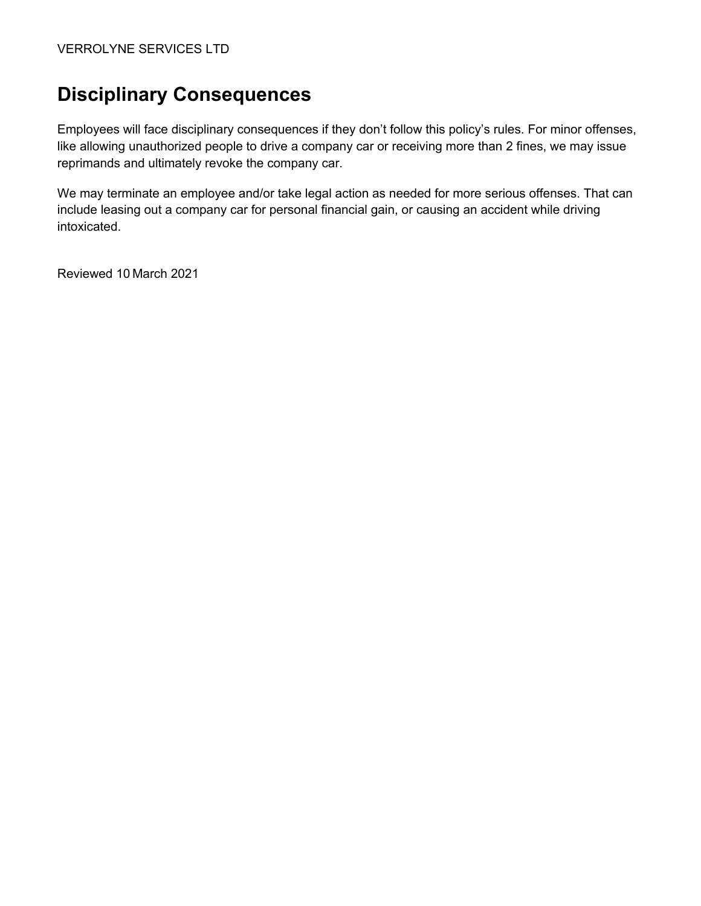## Disciplinary Consequences

Employees will face disciplinary consequences if they don't follow this policy's rules. For minor offenses, like allowing unauthorized people to drive a company car or receiving more than 2 fines, we may issue reprimands and ultimately revoke the company car.

We may terminate an employee and/or take legal action as needed for more serious offenses. That can include leasing out a company car for personal financial gain, or causing an accident while driving intoxicated.

Reviewed 10 March 2021